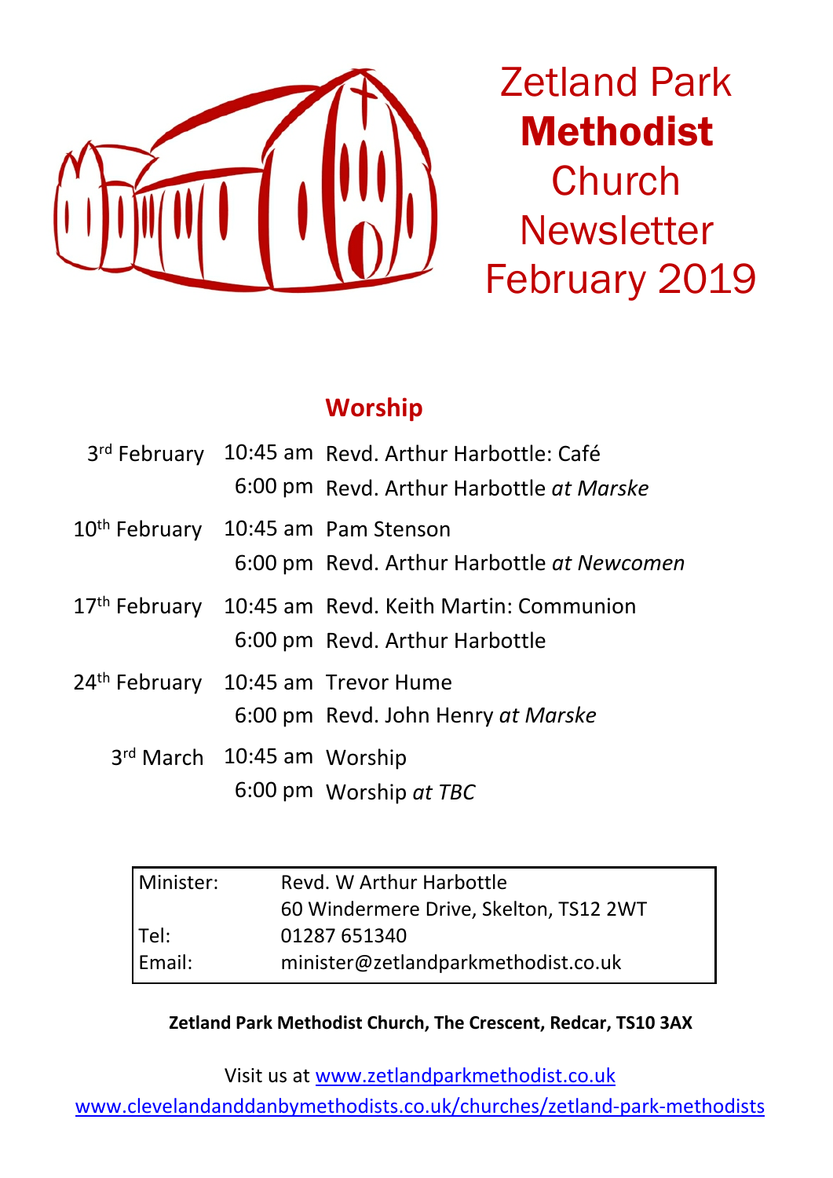# Zetland Park **Methodist** Church Newsletter February 2019

## Worship

| | | |
|---|---|---|
| 3rd February | 10:45 am | Revd. Arthur Harbottle: Café |
| | 6:00 pm | Revd. Arthur Harbottle *at Marske* |
| 10th February | 10:45 am | Pam Stenson |
| | 6:00 pm | Revd. Arthur Harbottle *at Newcomen* |
| 17th February | 10:45 am | Revd. Keith Martin: Communion |
| | 6:00 pm | Revd. Arthur Harbottle |
| 24th February | 10:45 am | Trevor Hume |
| | 6:00 pm | Revd. John Henry *at Marske* |
| 3rd March | 10:45 am | Worship |
| | 6:00 pm | Worship *at TBC* |

| | |
|---|---|
| Minister: | Revd. W Arthur Harbottle |
| | 60 Windermere Drive, Skelton, TS12 2WT |
| Tel: | 01287 651340 |
| Email: | minister@zetlandparkmethodist.co.uk |

**Zetland Park Methodist Church, The Crescent, Redcar, TS10 3AX**

Visit us at www.zetlandparkmethodist.co.uk

www.clevelandanddanbymethodists.co.uk/churches/zetland-park-methodists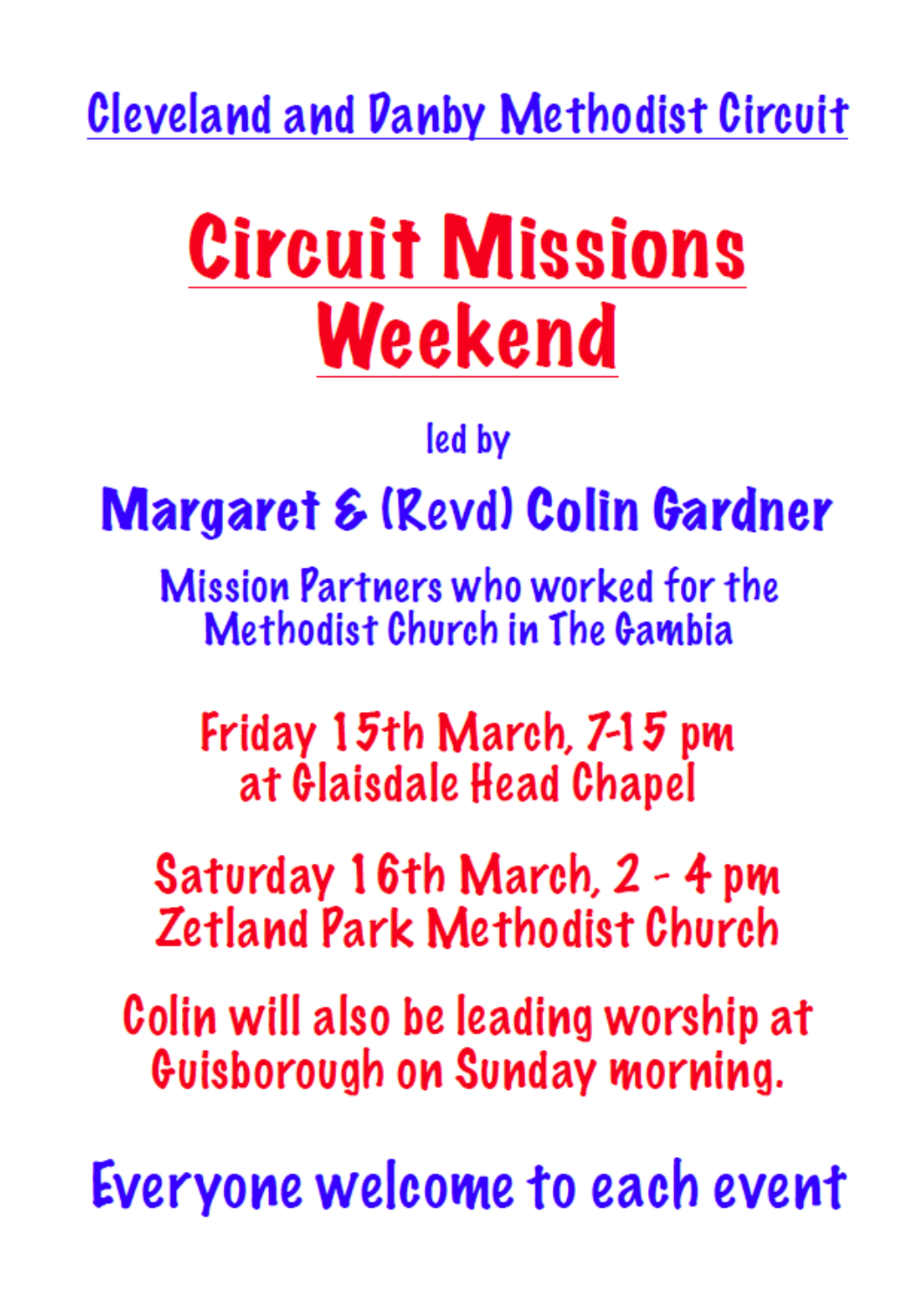## Cleveland and Danby Methodist Circuit

# Circuit Missions Weekend

led by

## Margaret & (Revd) Colin Gardner

Mission Partners who worked for the Methodist Church in The Gambia

**Friday 15th March, 7-15 pm**
**at Glaisdale Head Chapel**

**Saturday 16th March, 2 - 4 pm**
**Zetland Park Methodist Church**

**Colin will also be leading worship at Guisborough on Sunday morning.**

## Everyone welcome to each event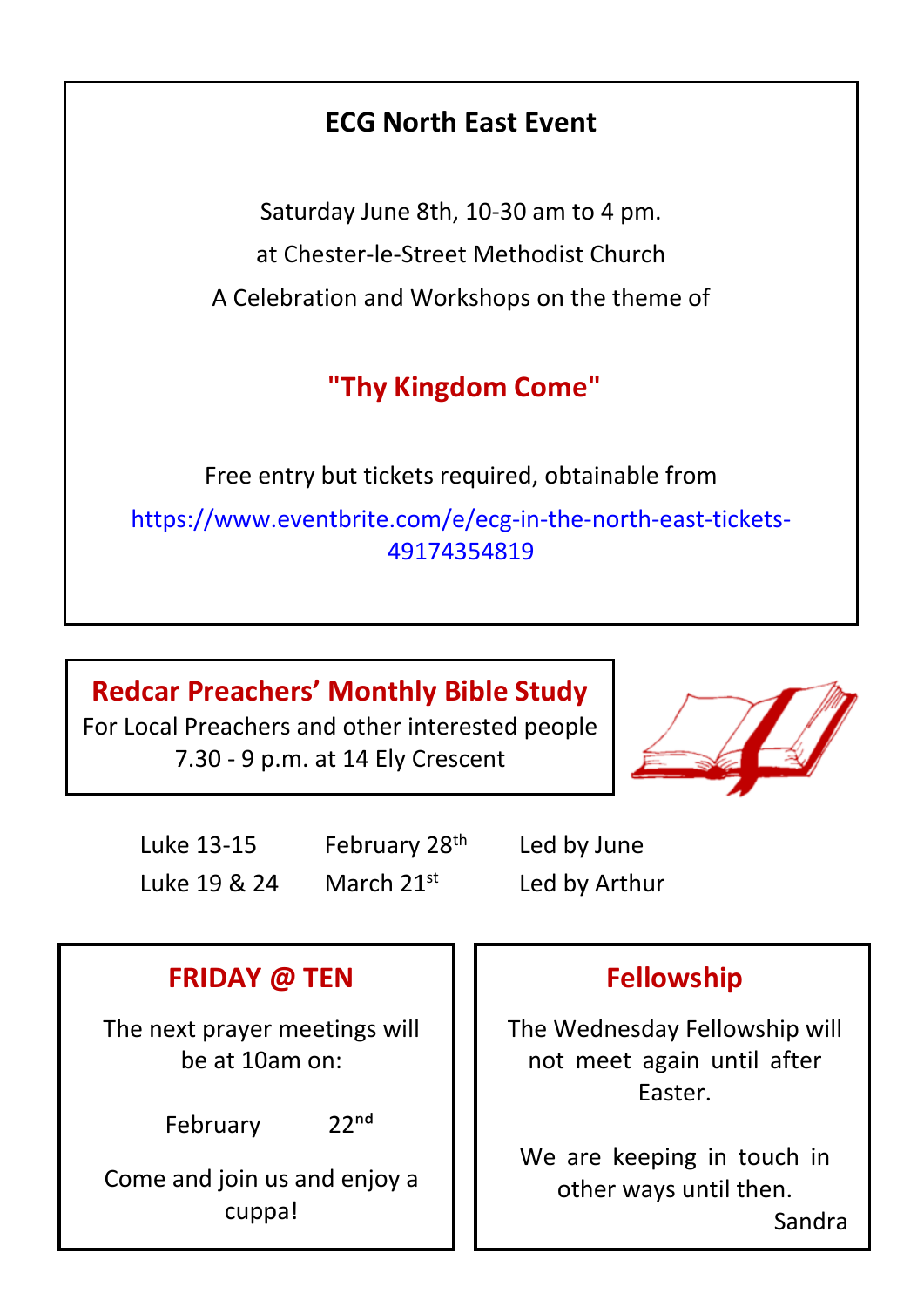## ECG North East Event

Saturday June 8th, 10-30 am to 4 pm.

at Chester-le-Street Methodist Church

A Celebration and Workshops on the theme of

### "Thy Kingdom Come"

Free entry but tickets required, obtainable from

https://www.eventbrite.com/e/ecg-in-the-north-east-tickets-49174354819

## Redcar Preachers' Monthly Bible Study

For Local Preachers and other interested people

7.30 - 9 p.m. at 14 Ely Crescent

| | | |
|---|---|---|
| Luke 13-15 | February 28th | Led by June |
| Luke 19 & 24 | March 21st | Led by Arthur |

## FRIDAY @ TEN

The next prayer meetings will be at 10am on:

February 22nd

Come and join us and enjoy a cuppa!

## Fellowship

The Wednesday Fellowship will not meet again until after Easter.

We are keeping in touch in other ways until then.

Sandra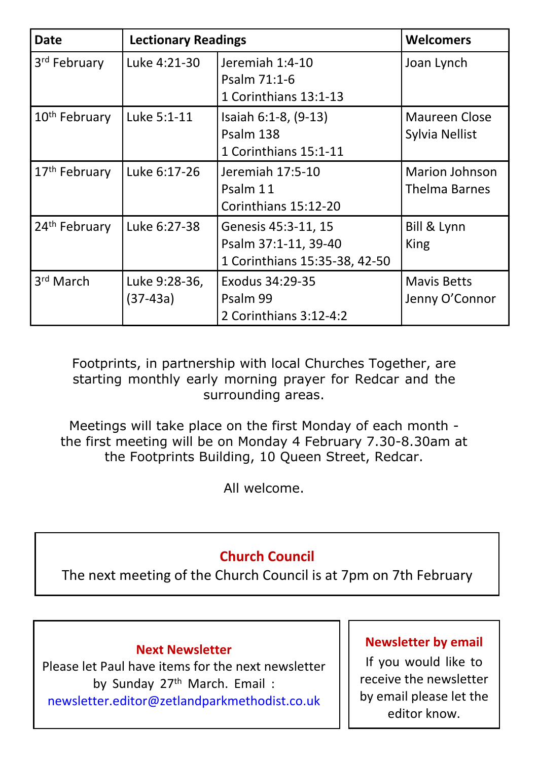| Date | Lectionary Readings | | Welcomers |
|---|---|---|---|
| 3rd February | Luke 4:21-30 | Jeremiah 1:4-10<br>Psalm 71:1-6<br>1 Corinthians 13:1-13 | Joan Lynch |
| 10th February | Luke 5:1-11 | Isaiah 6:1-8, (9-13)<br>Psalm 138<br>1 Corinthians 15:1-11 | Maureen Close<br>Sylvia Nellist |
| 17th February | Luke 6:17-26 | Jeremiah 17:5-10<br>Psalm 1 1<br>Corinthians 15:12-20 | Marion Johnson<br>Thelma Barnes |
| 24th February | Luke 6:27-38 | Genesis 45:3-11, 15<br>Psalm 37:1-11, 39-40<br>1 Corinthians 15:35-38, 42-50 | Bill & Lynn King |
| 3rd March | Luke 9:28-36, (37-43a) | Exodus 34:29-35<br>Psalm 99<br>2 Corinthians 3:12-4:2 | Mavis Betts<br>Jenny O'Connor |

Footprints, in partnership with local Churches Together, are starting monthly early morning prayer for Redcar and the surrounding areas.

Meetings will take place on the first Monday of each month - the first meeting will be on Monday 4 February 7.30-8.30am at the Footprints Building, 10 Queen Street, Redcar.

All welcome.

**Church Council**

The next meeting of the Church Council is at 7pm on 7th February

**Next Newsletter**

Please let Paul have items for the next newsletter by Sunday 27th March. Email : newsletter.editor@zetlandparkmethodist.co.uk

**Newsletter by email**

If you would like to receive the newsletter by email please let the editor know.